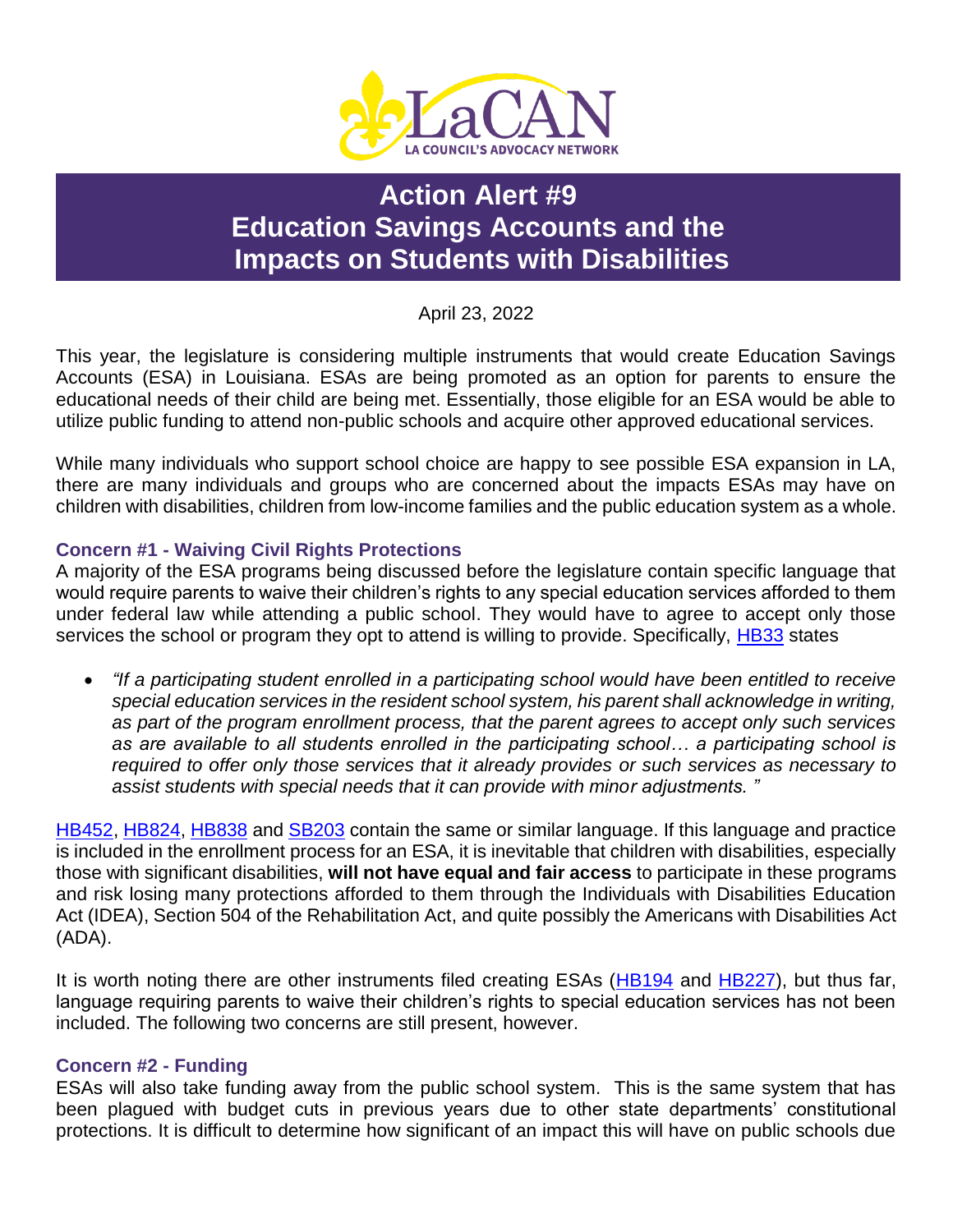LaCAN

LA COUNCIL'S ADVOCACY NETWORK

# Action Alert #9
# Education Savings Accounts and the Impacts on Students with Disabilities

April 23, 2022

This year, the legislature is considering multiple instruments that would create Education Savings Accounts (ESA) in Louisiana. ESAs are being promoted as an option for parents to ensure the educational needs of their child are being met. Essentially, those eligible for an ESA would be able to utilize public funding to attend non-public schools and acquire other approved educational services.

While many individuals who support school choice are happy to see possible ESA expansion in LA, there are many individuals and groups who are concerned about the impacts ESAs may have on children with disabilities, children from low-income families and the public education system as a whole.

### Concern #1 - Waiving Civil Rights Protections

A majority of the ESA programs being discussed before the legislature contain specific language that would require parents to waive their children's rights to any special education services afforded to them under federal law while attending a public school. They would have to agree to accept only those services the school or program they opt to attend is willing to provide. Specifically, HB33 states

- *"If a participating student enrolled in a participating school would have been entitled to receive special education services in the resident school system, his parent shall acknowledge in writing, as part of the program enrollment process, that the parent agrees to accept only such services as are available to all students enrolled in the participating school… a participating school is required to offer only those services that it already provides or such services as necessary to assist students with special needs that it can provide with minor adjustments. "*

HB452, HB824, HB838 and SB203 contain the same or similar language. If this language and practice is included in the enrollment process for an ESA, it is inevitable that children with disabilities, especially those with significant disabilities, **will not have equal and fair access** to participate in these programs and risk losing many protections afforded to them through the Individuals with Disabilities Education Act (IDEA), Section 504 of the Rehabilitation Act, and quite possibly the Americans with Disabilities Act (ADA).

It is worth noting there are other instruments filed creating ESAs (HB194 and HB227), but thus far, language requiring parents to waive their children's rights to special education services has not been included. The following two concerns are still present, however.

### Concern #2 - Funding

ESAs will also take funding away from the public school system. This is the same system that has been plagued with budget cuts in previous years due to other state departments' constitutional protections. It is difficult to determine how significant of an impact this will have on public schools due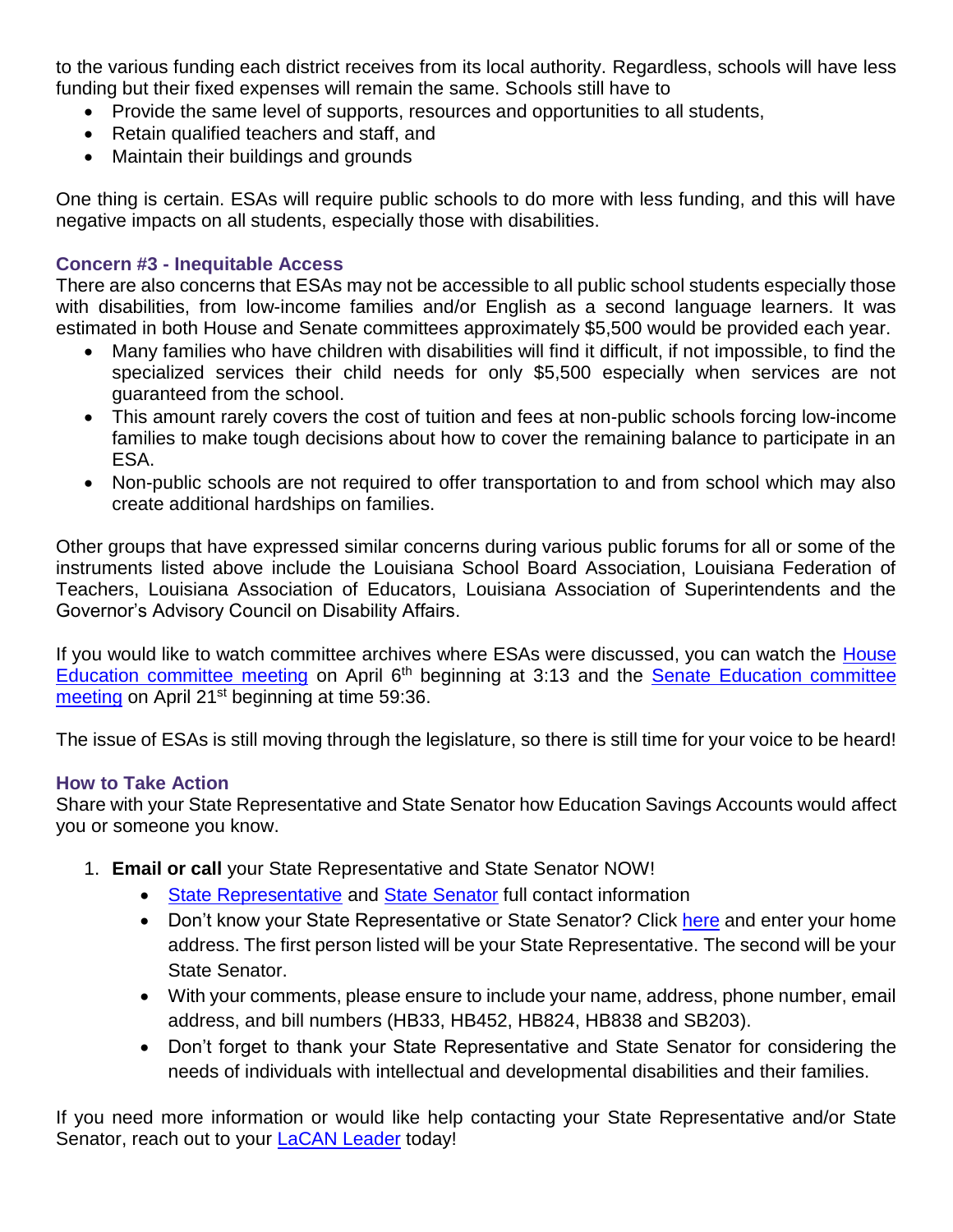to the various funding each district receives from its local authority. Regardless, schools will have less funding but their fixed expenses will remain the same. Schools still have to

- Provide the same level of supports, resources and opportunities to all students,
- Retain qualified teachers and staff, and
- Maintain their buildings and grounds

One thing is certain. ESAs will require public schools to do more with less funding, and this will have negative impacts on all students, especially those with disabilities.

### Concern #3 - Inequitable Access

There are also concerns that ESAs may not be accessible to all public school students especially those with disabilities, from low-income families and/or English as a second language learners. It was estimated in both House and Senate committees approximately $5,500 would be provided each year.

- Many families who have children with disabilities will find it difficult, if not impossible, to find the specialized services their child needs for only $5,500 especially when services are not guaranteed from the school.
- This amount rarely covers the cost of tuition and fees at non-public schools forcing low-income families to make tough decisions about how to cover the remaining balance to participate in an ESA.
- Non-public schools are not required to offer transportation to and from school which may also create additional hardships on families.

Other groups that have expressed similar concerns during various public forums for all or some of the instruments listed above include the Louisiana School Board Association, Louisiana Federation of Teachers, Louisiana Association of Educators, Louisiana Association of Superintendents and the Governor's Advisory Council on Disability Affairs.

If you would like to watch committee archives where ESAs were discussed, you can watch the House Education committee meeting on April 6th beginning at 3:13 and the Senate Education committee meeting on April 21st beginning at time 59:36.

The issue of ESAs is still moving through the legislature, so there is still time for your voice to be heard!

### How to Take Action

Share with your State Representative and State Senator how Education Savings Accounts would affect you or someone you know.

1. **Email or call** your State Representative and State Senator NOW!
   - State Representative and State Senator full contact information
   - Don't know your State Representative or State Senator? Click here and enter your home address. The first person listed will be your State Representative. The second will be your State Senator.
   - With your comments, please ensure to include your name, address, phone number, email address, and bill numbers (HB33, HB452, HB824, HB838 and SB203).
   - Don't forget to thank your State Representative and State Senator for considering the needs of individuals with intellectual and developmental disabilities and their families.

If you need more information or would like help contacting your State Representative and/or State Senator, reach out to your LaCAN Leader today!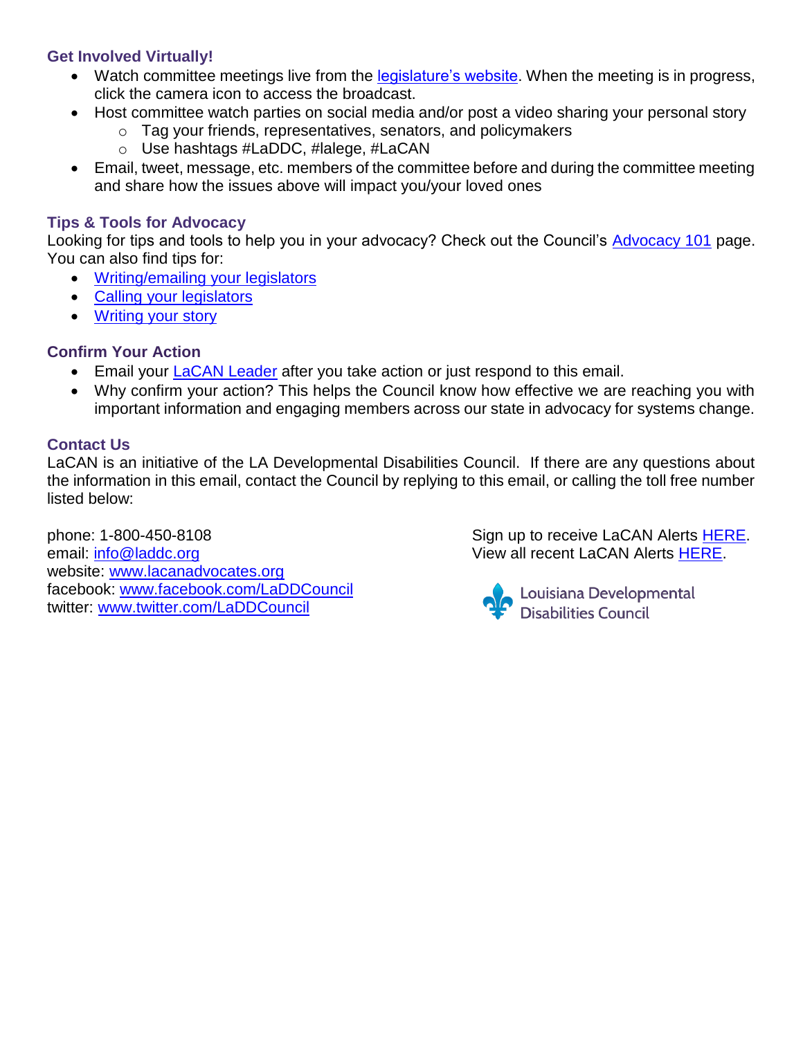### Get Involved Virtually!

- Watch committee meetings live from the legislature's website. When the meeting is in progress, click the camera icon to access the broadcast.
- Host committee watch parties on social media and/or post a video sharing your personal story
  - Tag your friends, representatives, senators, and policymakers
  - Use hashtags #LaDDC, #lalege, #LaCAN
- Email, tweet, message, etc. members of the committee before and during the committee meeting and share how the issues above will impact you/your loved ones

### Tips & Tools for Advocacy

Looking for tips and tools to help you in your advocacy? Check out the Council's Advocacy 101 page. You can also find tips for:

- Writing/emailing your legislators
- Calling your legislators
- Writing your story

### Confirm Your Action

- Email your LaCAN Leader after you take action or just respond to this email.
- Why confirm your action? This helps the Council know how effective we are reaching you with important information and engaging members across our state in advocacy for systems change.

### Contact Us

LaCAN is an initiative of the LA Developmental Disabilities Council. If there are any questions about the information in this email, contact the Council by replying to this email, or calling the toll free number listed below:

phone: 1-800-450-8108
email: info@laddc.org
website: www.lacanadvocates.org
facebook: www.facebook.com/LaDDCouncil
twitter: www.twitter.com/LaDDCouncil

Sign up to receive LaCAN Alerts HERE.
View all recent LaCAN Alerts HERE.

Louisiana Developmental Disabilities Council